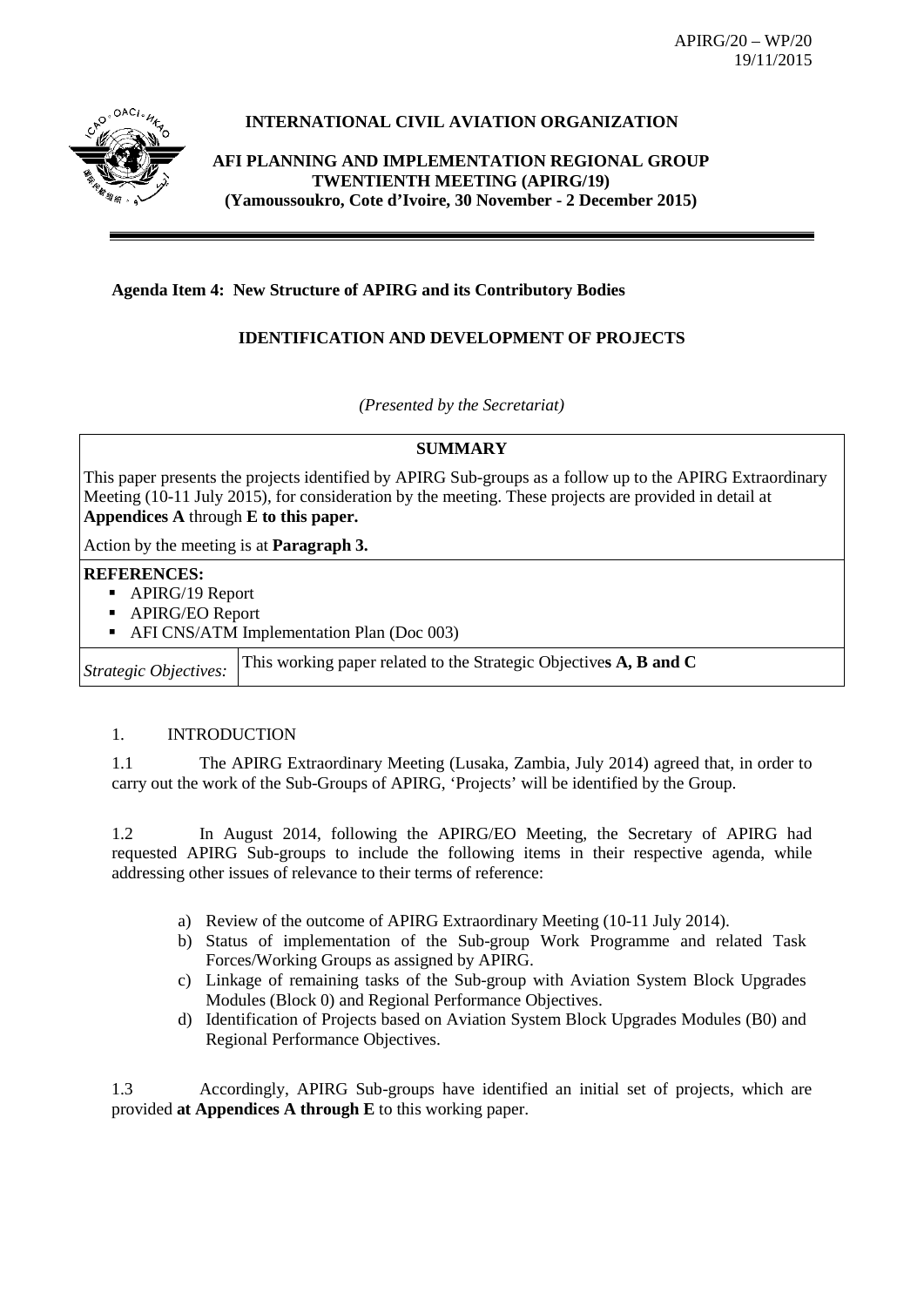APIRG/20 – WP/20
19/11/2015

**INTERNATIONAL CIVIL AVIATION ORGANIZATION**

**AFI PLANNING AND IMPLEMENTATION REGIONAL GROUP**
**TWENTIETH MEETING (APIRG/19)**
**(Yamoussoukro, Cote d'Ivoire, 30 November - 2 December 2015)**

---

**Agenda Item 4: New Structure of APIRG and its Contributory Bodies**

**IDENTIFICATION AND DEVELOPMENT OF PROJECTS**

*(Presented by the Secretariat)*

| | |
|---|---|
| **SUMMARY** | |
| This paper presents the projects identified by APIRG Sub-groups as a follow up to the APIRG Extraordinary Meeting (10-11 July 2015), for consideration by the meeting. These projects are provided in detail at **Appendices A** through **E to this paper.**<br><br>Action by the meeting is at **Paragraph 3.** | |
| **REFERENCES:**<br>▪ APIRG/19 Report<br>▪ APIRG/EO Report<br>▪ AFI CNS/ATM Implementation Plan (Doc 003) | |
| *Strategic Objectives:* | This working paper related to the Strategic Objective**s A, B and C** |

1. INTRODUCTION

1.1 The APIRG Extraordinary Meeting (Lusaka, Zambia, July 2014) agreed that, in order to carry out the work of the Sub-Groups of APIRG, 'Projects' will be identified by the Group.

1.2 In August 2014, following the APIRG/EO Meeting, the Secretary of APIRG had requested APIRG Sub-groups to include the following items in their respective agenda, while addressing other issues of relevance to their terms of reference:

a) Review of the outcome of APIRG Extraordinary Meeting (10-11 July 2014).
b) Status of implementation of the Sub-group Work Programme and related Task Forces/Working Groups as assigned by APIRG.
c) Linkage of remaining tasks of the Sub-group with Aviation System Block Upgrades Modules (Block 0) and Regional Performance Objectives.
d) Identification of Projects based on Aviation System Block Upgrades Modules (B0) and Regional Performance Objectives.

1.3 Accordingly, APIRG Sub-groups have identified an initial set of projects, which are provided **at Appendices A through E** to this working paper.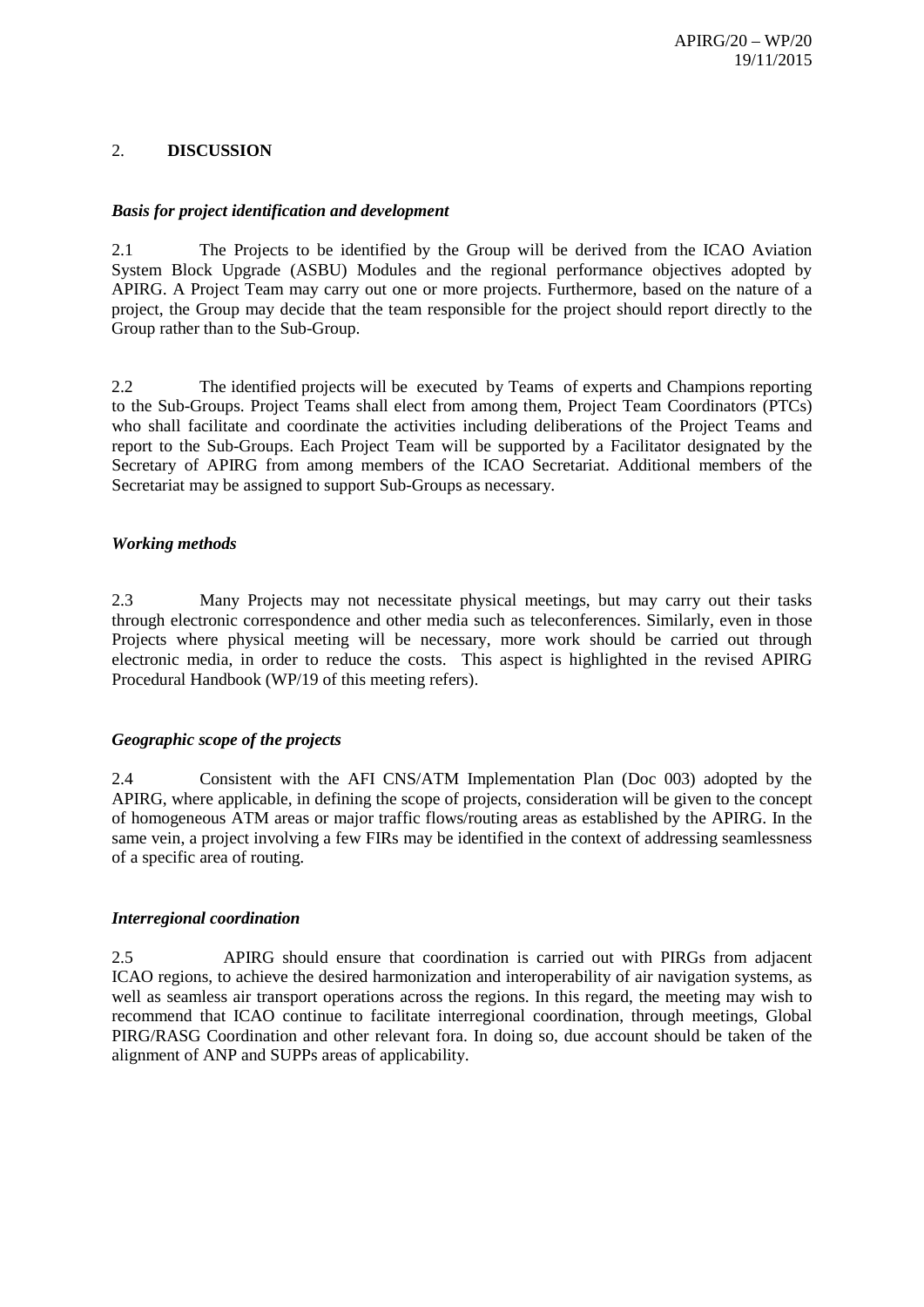## 2. DISCUSSION

***Basis for project identification and development***

2.1 The Projects to be identified by the Group will be derived from the ICAO Aviation System Block Upgrade (ASBU) Modules and the regional performance objectives adopted by APIRG. A Project Team may carry out one or more projects. Furthermore, based on the nature of a project, the Group may decide that the team responsible for the project should report directly to the Group rather than to the Sub-Group.

2.2 The identified projects will be executed by Teams of experts and Champions reporting to the Sub-Groups. Project Teams shall elect from among them, Project Team Coordinators (PTCs) who shall facilitate and coordinate the activities including deliberations of the Project Teams and report to the Sub-Groups. Each Project Team will be supported by a Facilitator designated by the Secretary of APIRG from among members of the ICAO Secretariat. Additional members of the Secretariat may be assigned to support Sub-Groups as necessary.

***Working methods***

2.3 Many Projects may not necessitate physical meetings, but may carry out their tasks through electronic correspondence and other media such as teleconferences. Similarly, even in those Projects where physical meeting will be necessary, more work should be carried out through electronic media, in order to reduce the costs. This aspect is highlighted in the revised APIRG Procedural Handbook (WP/19 of this meeting refers).

***Geographic scope of the projects***

2.4 Consistent with the AFI CNS/ATM Implementation Plan (Doc 003) adopted by the APIRG, where applicable, in defining the scope of projects, consideration will be given to the concept of homogeneous ATM areas or major traffic flows/routing areas as established by the APIRG. In the same vein, a project involving a few FIRs may be identified in the context of addressing seamlessness of a specific area of routing.

***Interregional coordination***

2.5 APIRG should ensure that coordination is carried out with PIRGs from adjacent ICAO regions, to achieve the desired harmonization and interoperability of air navigation systems, as well as seamless air transport operations across the regions. In this regard, the meeting may wish to recommend that ICAO continue to facilitate interregional coordination, through meetings, Global PIRG/RASG Coordination and other relevant fora. In doing so, due account should be taken of the alignment of ANP and SUPPs areas of applicability.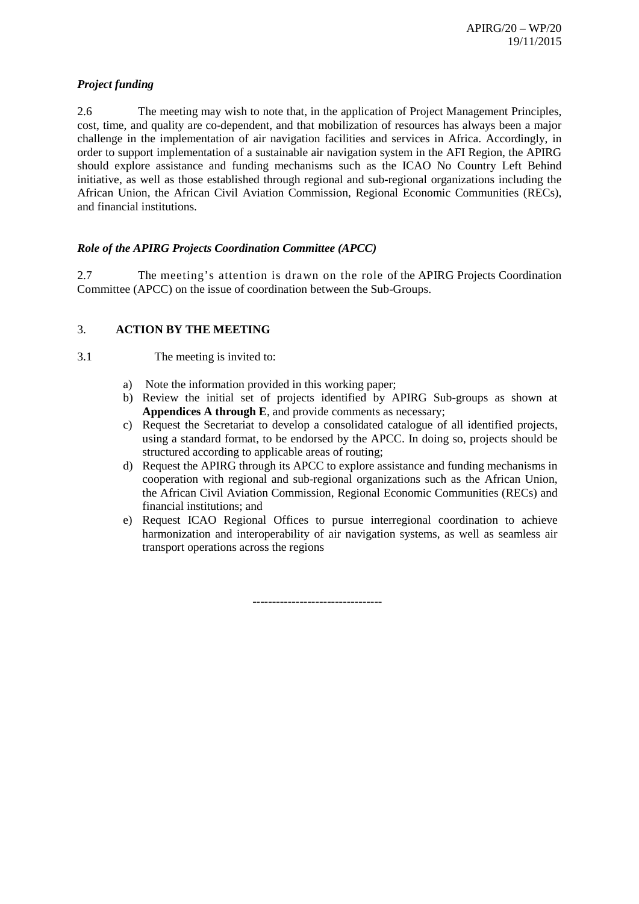### *Project funding*

2.6 The meeting may wish to note that, in the application of Project Management Principles, cost, time, and quality are co-dependent, and that mobilization of resources has always been a major challenge in the implementation of air navigation facilities and services in Africa. Accordingly, in order to support implementation of a sustainable air navigation system in the AFI Region, the APIRG should explore assistance and funding mechanisms such as the ICAO No Country Left Behind initiative, as well as those established through regional and sub-regional organizations including the African Union, the African Civil Aviation Commission, Regional Economic Communities (RECs), and financial institutions.

### *Role of the APIRG Projects Coordination Committee (APCC)*

2.7 The meeting's attention is drawn on the role of the APIRG Projects Coordination Committee (APCC) on the issue of coordination between the Sub-Groups.

## 3. ACTION BY THE MEETING

3.1 The meeting is invited to:

a) Note the information provided in this working paper;
b) Review the initial set of projects identified by APIRG Sub-groups as shown at **Appendices A through E**, and provide comments as necessary;
c) Request the Secretariat to develop a consolidated catalogue of all identified projects, using a standard format, to be endorsed by the APCC. In doing so, projects should be structured according to applicable areas of routing;
d) Request the APIRG through its APCC to explore assistance and funding mechanisms in cooperation with regional and sub-regional organizations such as the African Union, the African Civil Aviation Commission, Regional Economic Communities (RECs) and financial institutions; and
e) Request ICAO Regional Offices to pursue interregional coordination to achieve harmonization and interoperability of air navigation systems, as well as seamless air transport operations across the regions

--------------------------------